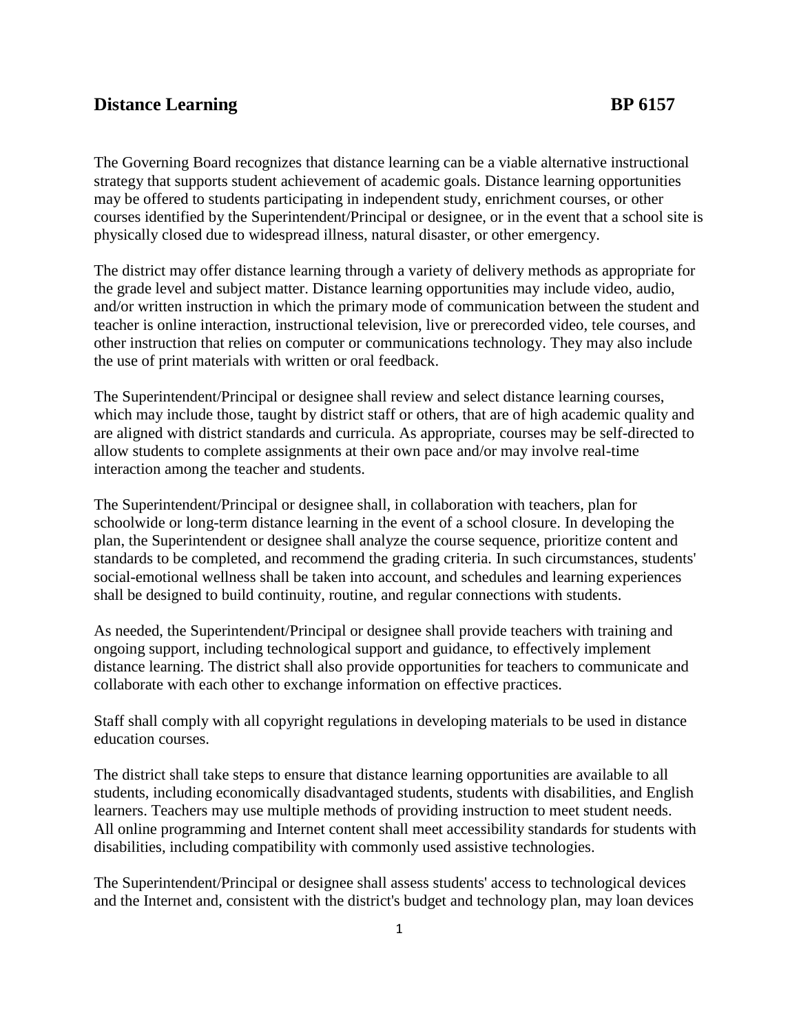# Distance Learning BP 6157

The Governing Board recognizes that distance learning can be a viable alternative instructional strategy that supports student achievement of academic goals. Distance learning opportunities may be offered to students participating in independent study, enrichment courses, or other courses identified by the Superintendent/Principal or designee, or in the event that a school site is physically closed due to widespread illness, natural disaster, or other emergency.

The district may offer distance learning through a variety of delivery methods as appropriate for the grade level and subject matter. Distance learning opportunities may include video, audio, and/or written instruction in which the primary mode of communication between the student and teacher is online interaction, instructional television, live or prerecorded video, tele courses, and other instruction that relies on computer or communications technology. They may also include the use of print materials with written or oral feedback.

The Superintendent/Principal or designee shall review and select distance learning courses, which may include those, taught by district staff or others, that are of high academic quality and are aligned with district standards and curricula. As appropriate, courses may be self-directed to allow students to complete assignments at their own pace and/or may involve real-time interaction among the teacher and students.

The Superintendent/Principal or designee shall, in collaboration with teachers, plan for schoolwide or long-term distance learning in the event of a school closure. In developing the plan, the Superintendent or designee shall analyze the course sequence, prioritize content and standards to be completed, and recommend the grading criteria. In such circumstances, students' social-emotional wellness shall be taken into account, and schedules and learning experiences shall be designed to build continuity, routine, and regular connections with students.

As needed, the Superintendent/Principal or designee shall provide teachers with training and ongoing support, including technological support and guidance, to effectively implement distance learning. The district shall also provide opportunities for teachers to communicate and collaborate with each other to exchange information on effective practices.

Staff shall comply with all copyright regulations in developing materials to be used in distance education courses.

The district shall take steps to ensure that distance learning opportunities are available to all students, including economically disadvantaged students, students with disabilities, and English learners. Teachers may use multiple methods of providing instruction to meet student needs. All online programming and Internet content shall meet accessibility standards for students with disabilities, including compatibility with commonly used assistive technologies.

The Superintendent/Principal or designee shall assess students' access to technological devices and the Internet and, consistent with the district's budget and technology plan, may loan devices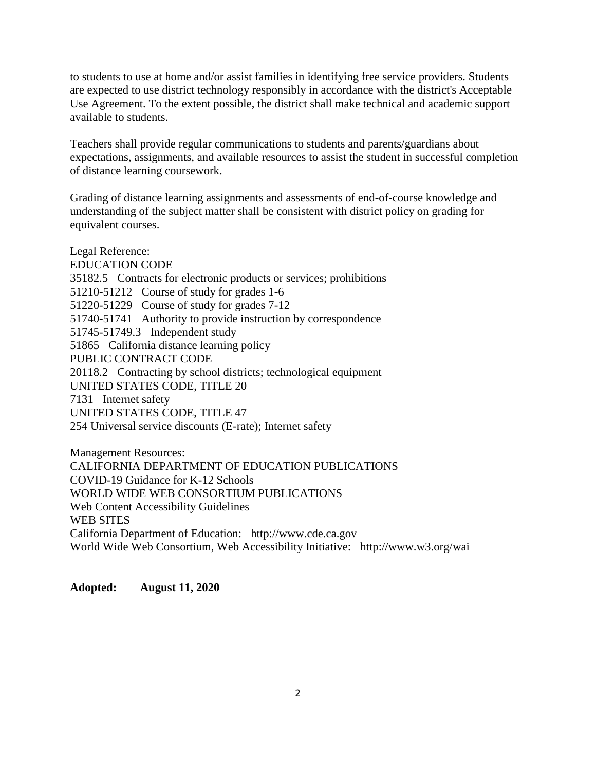to students to use at home and/or assist families in identifying free service providers. Students are expected to use district technology responsibly in accordance with the district's Acceptable Use Agreement. To the extent possible, the district shall make technical and academic support available to students.

Teachers shall provide regular communications to students and parents/guardians about expectations, assignments, and available resources to assist the student in successful completion of distance learning coursework.

Grading of distance learning assignments and assessments of end-of-course knowledge and understanding of the subject matter shall be consistent with district policy on grading for equivalent courses.

Legal Reference:
EDUCATION CODE
35182.5 Contracts for electronic products or services; prohibitions
51210-51212 Course of study for grades 1-6
51220-51229 Course of study for grades 7-12
51740-51741 Authority to provide instruction by correspondence
51745-51749.3 Independent study
51865 California distance learning policy
PUBLIC CONTRACT CODE
20118.2 Contracting by school districts; technological equipment
UNITED STATES CODE, TITLE 20
7131 Internet safety
UNITED STATES CODE, TITLE 47
254 Universal service discounts (E-rate); Internet safety

Management Resources:
CALIFORNIA DEPARTMENT OF EDUCATION PUBLICATIONS
COVID-19 Guidance for K-12 Schools
WORLD WIDE WEB CONSORTIUM PUBLICATIONS
Web Content Accessibility Guidelines
WEB SITES
California Department of Education: http://www.cde.ca.gov
World Wide Web Consortium, Web Accessibility Initiative: http://www.w3.org/wai

**Adopted: August 11, 2020**